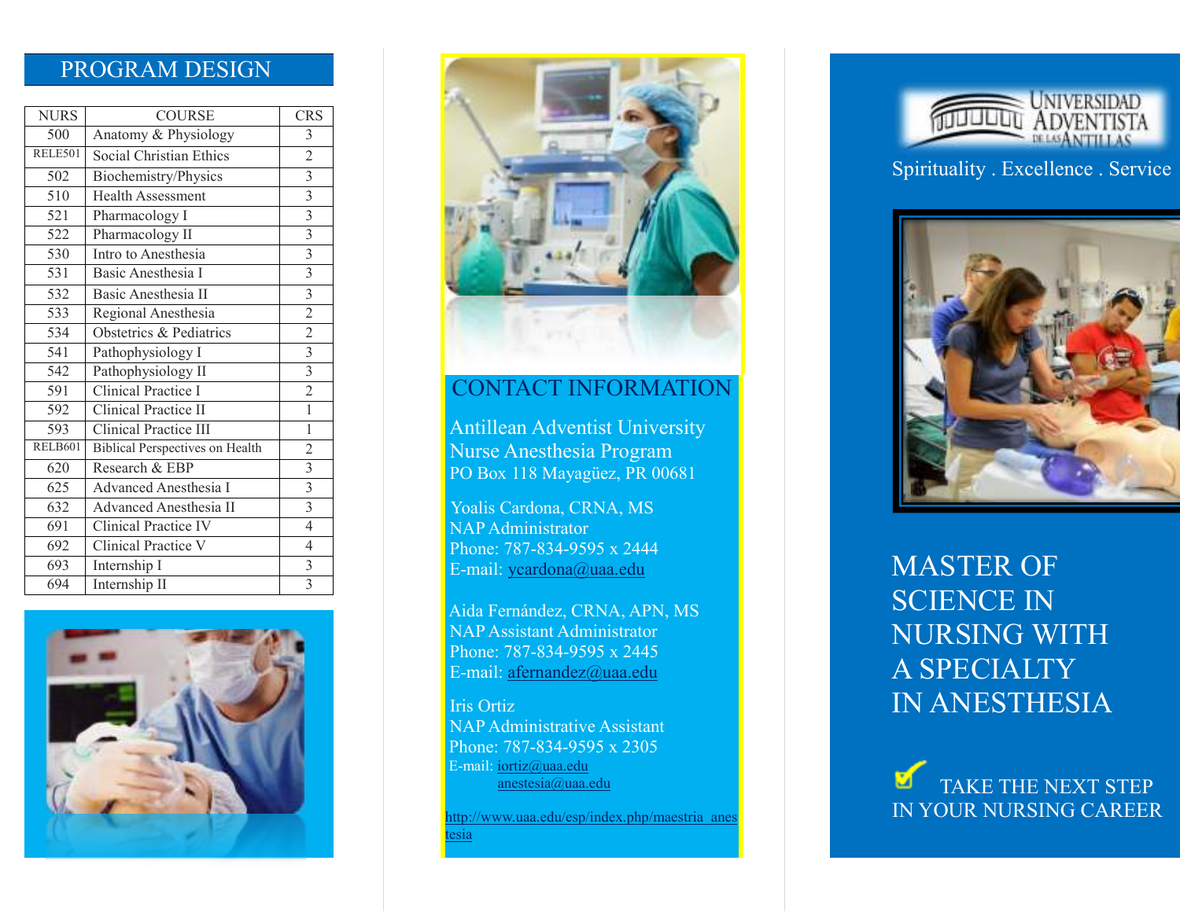## PROGRAM DESIGN

| NURS | COURSE | CRS |
|---|---|---|
| 500 | Anatomy & Physiology | 3 |
| RELE501 | Social Christian Ethics | 2 |
| 502 | Biochemistry/Physics | 3 |
| 510 | Health Assessment | 3 |
| 521 | Pharmacology I | 3 |
| 522 | Pharmacology II | 3 |
| 530 | Intro to Anesthesia | 3 |
| 531 | Basic Anesthesia I | 3 |
| 532 | Basic Anesthesia II | 3 |
| 533 | Regional Anesthesia | 2 |
| 534 | Obstetrics & Pediatrics | 2 |
| 541 | Pathophysiology I | 3 |
| 542 | Pathophysiology II | 3 |
| 591 | Clinical Practice I | 2 |
| 592 | Clinical Practice II | 1 |
| 593 | Clinical Practice III | 1 |
| RELB601 | Biblical Perspectives on Health | 2 |
| 620 | Research & EBP | 3 |
| 625 | Advanced Anesthesia I | 3 |
| 632 | Advanced Anesthesia II | 3 |
| 691 | Clinical Practice IV | 4 |
| 692 | Clinical Practice V | 4 |
| 693 | Internship I | 3 |
| 694 | Internship II | 3 |

## CONTACT INFORMATION

Antillean Adventist University
Nurse Anesthesia Program
PO Box 118 Mayagüez, PR 00681

Yoalis Cardona, CRNA, MS
NAP Administrator
Phone: 787-834-9595 x 2444
E-mail: ycardona@uaa.edu

Aida Fernández, CRNA, APN, MS
NAP Assistant Administrator
Phone: 787-834-9595 x 2445
E-mail: afernandez@uaa.edu

Iris Ortiz
NAP Administrative Assistant
Phone: 787-834-9595 x 2305
E-mail: iortiz@uaa.edu
anestesia@uaa.edu

http://www.uaa.edu/esp/index.php/maestria_anestesia

UNIVERSIDAD ADVENTISTA DE LAS ANTILLAS

Spirituality . Excellence . Service

# MASTER OF SCIENCE IN NURSING WITH A SPECIALTY IN ANESTHESIA

TAKE THE NEXT STEP IN YOUR NURSING CAREER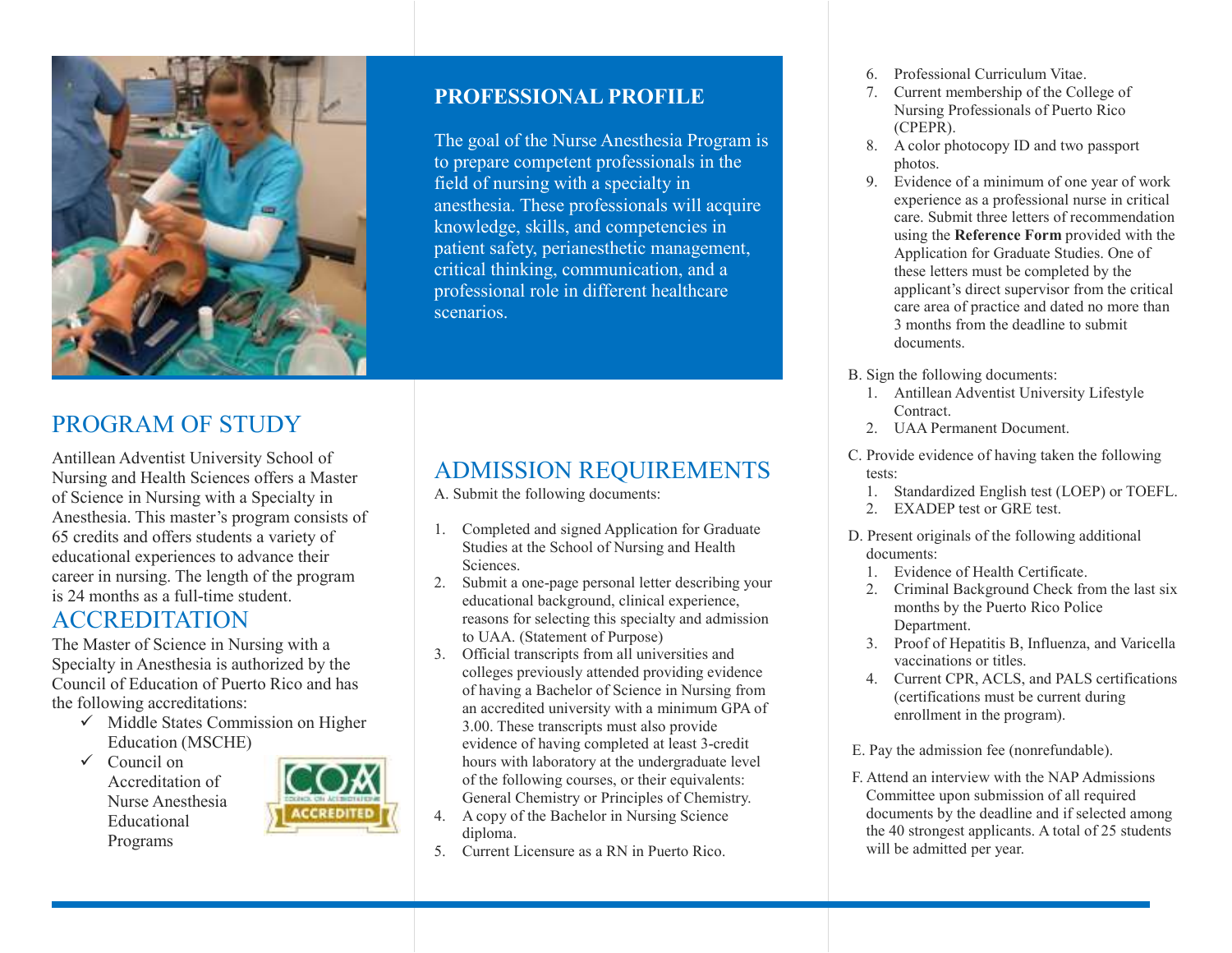## PROFESSIONAL PROFILE

The goal of the Nurse Anesthesia Program is to prepare competent professionals in the field of nursing with a specialty in anesthesia. These professionals will acquire knowledge, skills, and competencies in patient safety, perianesthetic management, critical thinking, communication, and a professional role in different healthcare scenarios.

## PROGRAM OF STUDY

Antillean Adventist University School of Nursing and Health Sciences offers a Master of Science in Nursing with a Specialty in Anesthesia. This master's program consists of 65 credits and offers students a variety of educational experiences to advance their career in nursing. The length of the program is 24 months as a full-time student.

## ACCREDITATION

The Master of Science in Nursing with a Specialty in Anesthesia is authorized by the Council of Education of Puerto Rico and has the following accreditations:

- ✓ Middle States Commission on Higher Education (MSCHE)
- ✓ Council on Accreditation of Nurse Anesthesia Educational Programs

COA COUNCIL ON ACCREDITATION ACCREDITED

## ADMISSION REQUIREMENTS

A. Submit the following documents:

1. Completed and signed Application for Graduate Studies at the School of Nursing and Health Sciences.
2. Submit a one-page personal letter describing your educational background, clinical experience, reasons for selecting this specialty and admission to UAA. (Statement of Purpose)
3. Official transcripts from all universities and colleges previously attended providing evidence of having a Bachelor of Science in Nursing from an accredited university with a minimum GPA of 3.00. These transcripts must also provide evidence of having completed at least 3-credit hours with laboratory at the undergraduate level of the following courses, or their equivalents: General Chemistry or Principles of Chemistry.
4. A copy of the Bachelor in Nursing Science diploma.
5. Current Licensure as a RN in Puerto Rico.
6. Professional Curriculum Vitae.
7. Current membership of the College of Nursing Professionals of Puerto Rico (CPEPR).
8. A color photocopy ID and two passport photos.
9. Evidence of a minimum of one year of work experience as a professional nurse in critical care. Submit three letters of recommendation using the **Reference Form** provided with the Application for Graduate Studies. One of these letters must be completed by the applicant's direct supervisor from the critical care area of practice and dated no more than 3 months from the deadline to submit documents.

B. Sign the following documents:

1. Antillean Adventist University Lifestyle Contract.
2. UAA Permanent Document.

C. Provide evidence of having taken the following tests:

1. Standardized English test (LOEP) or TOEFL.
2. EXADEP test or GRE test.

D. Present originals of the following additional documents:

1. Evidence of Health Certificate.
2. Criminal Background Check from the last six months by the Puerto Rico Police Department.
3. Proof of Hepatitis B, Influenza, and Varicella vaccinations or titles.
4. Current CPR, ACLS, and PALS certifications (certifications must be current during enrollment in the program).

E. Pay the admission fee (nonrefundable).

F. Attend an interview with the NAP Admissions Committee upon submission of all required documents by the deadline and if selected among the 40 strongest applicants. A total of 25 students will be admitted per year.